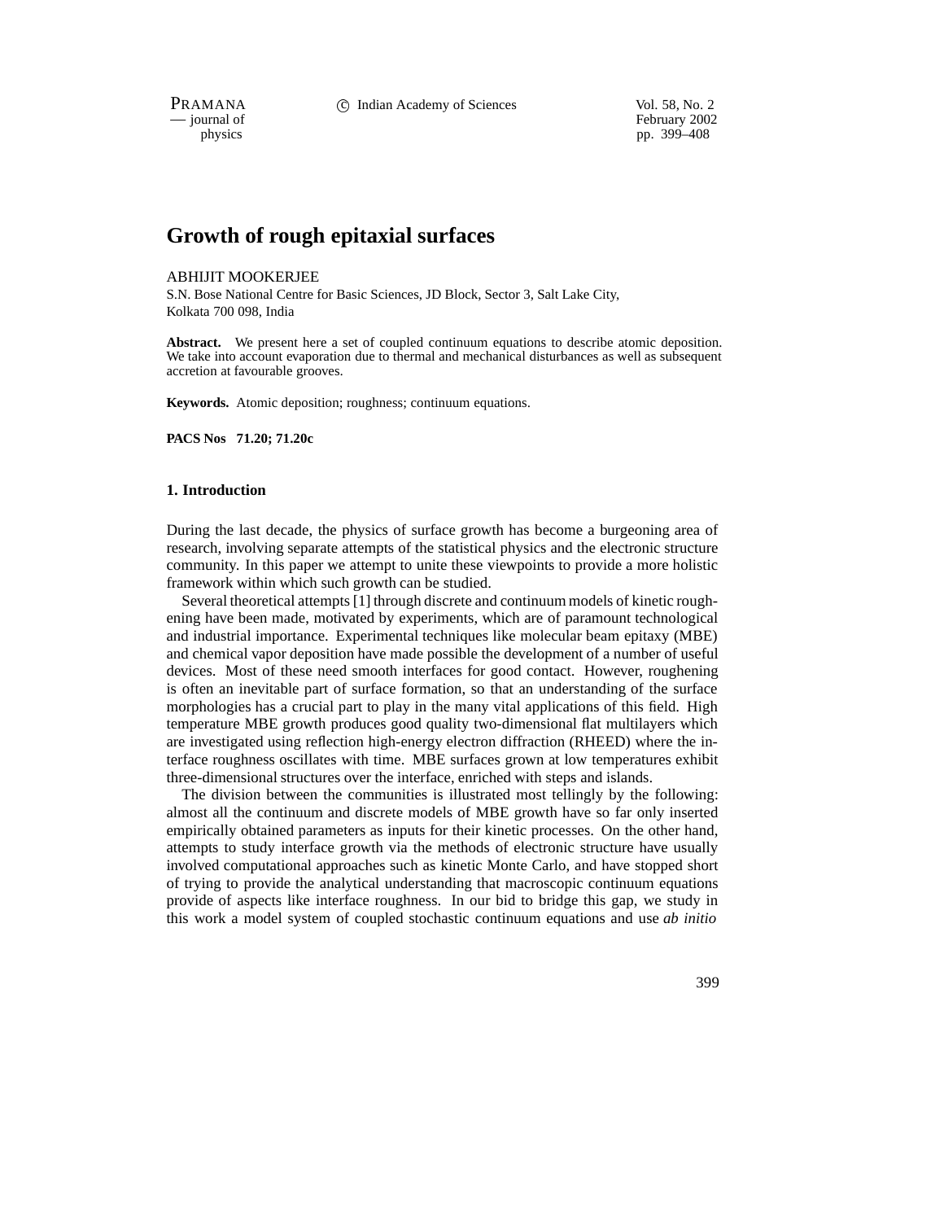# Growth of rough epitaxial surfaces

ABHIJIT MOOKERJEE

S.N. Bose National Centre for Basic Sciences, JD Block, Sector 3, Salt Lake City, Kolkata 700 098, India

**Abstract.** We present here a set of coupled continuum equations to describe atomic deposition. We take into account evaporation due to thermal and mechanical disturbances as well as subsequent accretion at favourable grooves.

**Keywords.** Atomic deposition; roughness; continuum equations.

**PACS Nos 71.20; 71.20c**

## 1. Introduction

During the last decade, the physics of surface growth has become a burgeoning area of research, involving separate attempts of the statistical physics and the electronic structure community. In this paper we attempt to unite these viewpoints to provide a more holistic framework within which such growth can be studied.

Several theoretical attempts [1] through discrete and continuum models of kinetic roughening have been made, motivated by experiments, which are of paramount technological and industrial importance. Experimental techniques like molecular beam epitaxy (MBE) and chemical vapor deposition have made possible the development of a number of useful devices. Most of these need smooth interfaces for good contact. However, roughening is often an inevitable part of surface formation, so that an understanding of the surface morphologies has a crucial part to play in the many vital applications of this field. High temperature MBE growth produces good quality two-dimensional flat multilayers which are investigated using reflection high-energy electron diffraction (RHEED) where the interface roughness oscillates with time. MBE surfaces grown at low temperatures exhibit three-dimensional structures over the interface, enriched with steps and islands.

The division between the communities is illustrated most tellingly by the following: almost all the continuum and discrete models of MBE growth have so far only inserted empirically obtained parameters as inputs for their kinetic processes. On the other hand, attempts to study interface growth via the methods of electronic structure have usually involved computational approaches such as kinetic Monte Carlo, and have stopped short of trying to provide the analytical understanding that macroscopic continuum equations provide of aspects like interface roughness. In our bid to bridge this gap, we study in this work a model system of coupled stochastic continuum equations and use *ab initio*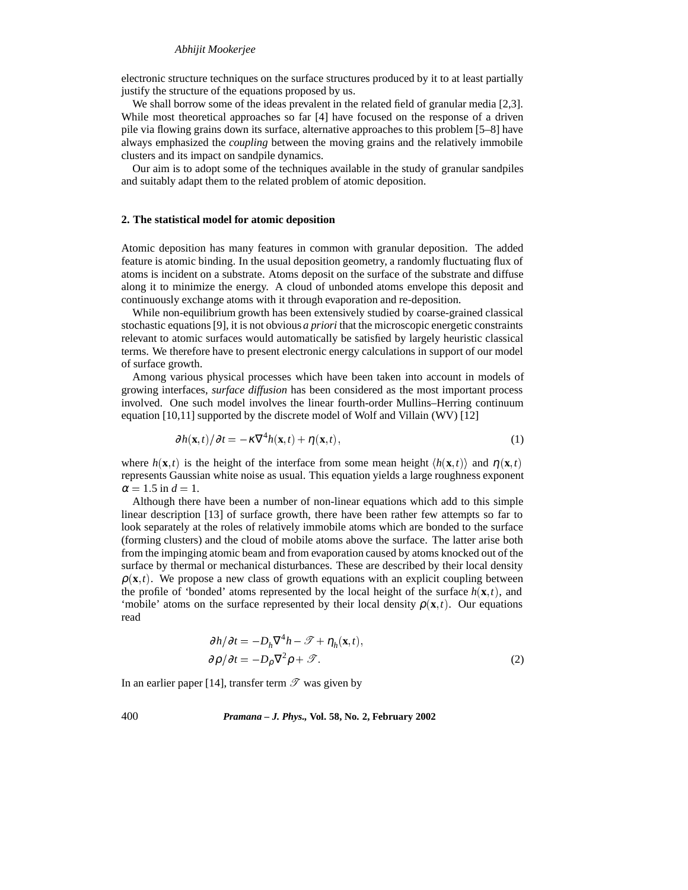electronic structure techniques on the surface structures produced by it to at least partially justify the structure of the equations proposed by us.

We shall borrow some of the ideas prevalent in the related field of granular media [2,3]. While most theoretical approaches so far [4] have focused on the response of a driven pile via flowing grains down its surface, alternative approaches to this problem [5–8] have always emphasized the *coupling* between the moving grains and the relatively immobile clusters and its impact on sandpile dynamics.

Our aim is to adopt some of the techniques available in the study of granular sandpiles and suitably adapt them to the related problem of atomic deposition.

## 2. The statistical model for atomic deposition

Atomic deposition has many features in common with granular deposition. The added feature is atomic binding. In the usual deposition geometry, a randomly fluctuating flux of atoms is incident on a substrate. Atoms deposit on the surface of the substrate and diffuse along it to minimize the energy. A cloud of unbonded atoms envelope this deposit and continuously exchange atoms with it through evaporation and re-deposition.

While non-equilibrium growth has been extensively studied by coarse-grained classical stochastic equations [9], it is not obvious *a priori* that the microscopic energetic constraints relevant to atomic surfaces would automatically be satisfied by largely heuristic classical terms. We therefore have to present electronic energy calculations in support of our model of surface growth.

Among various physical processes which have been taken into account in models of growing interfaces, *surface diffusion* has been considered as the most important process involved. One such model involves the linear fourth-order Mullins–Herring continuum equation [10,11] supported by the discrete model of Wolf and Villain (WV) [12]

$$\partial h(\mathbf{x},t)/\partial t = -\kappa \nabla^4 h(\mathbf{x},t) + \eta(\mathbf{x},t), \tag{1}$$

where $h(\mathbf{x},t)$ is the height of the interface from some mean height $\langle h(\mathbf{x},t)\rangle$ and $\eta(\mathbf{x},t)$ represents Gaussian white noise as usual. This equation yields a large roughness exponent $\alpha = 1.5$ in $d = 1$.

Although there have been a number of non-linear equations which add to this simple linear description [13] of surface growth, there have been rather few attempts so far to look separately at the roles of relatively immobile atoms which are bonded to the surface (forming clusters) and the cloud of mobile atoms above the surface. The latter arise both from the impinging atomic beam and from evaporation caused by atoms knocked out of the surface by thermal or mechanical disturbances. These are described by their local density $\rho(\mathbf{x},t)$. We propose a new class of growth equations with an explicit coupling between the profile of 'bonded' atoms represented by the local height of the surface $h(\mathbf{x},t)$, and 'mobile' atoms on the surface represented by their local density $\rho(\mathbf{x},t)$. Our equations read

$$\begin{aligned} \partial h/\partial t &= -D_h \nabla^4 h - \mathscr{T} + \eta_h(\mathbf{x},t), \\ \partial \rho/\partial t &= -D_\rho \nabla^2 \rho + \mathscr{T}. \end{aligned} \tag{2}$$

In an earlier paper [14], transfer term $\mathscr{T}$ was given by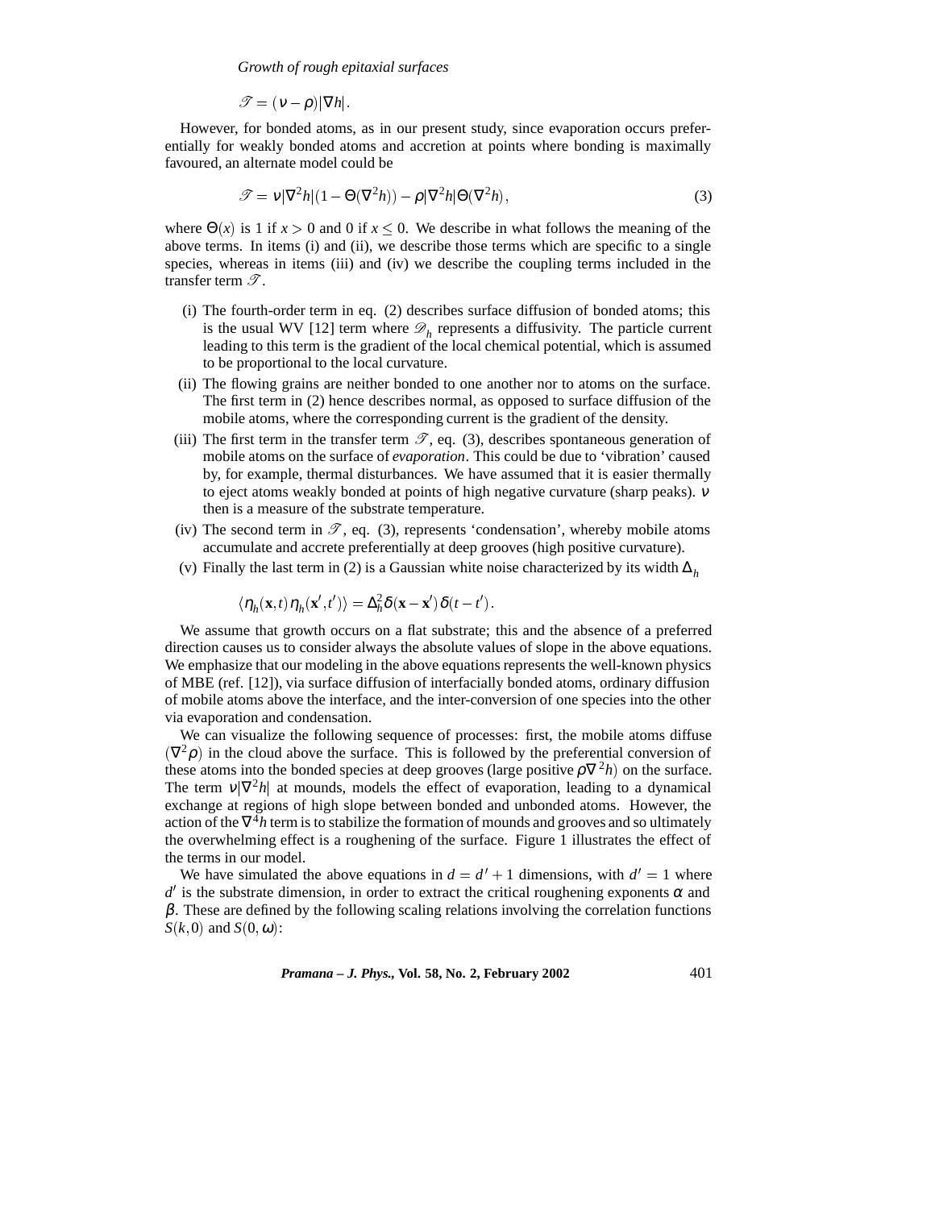$$\mathscr{T} = (\nu - \rho)|\nabla h|.$$

However, for bonded atoms, as in our present study, since evaporation occurs preferentially for weakly bonded atoms and accretion at points where bonding is maximally favoured, an alternate model could be

$$\mathscr{T} = \nu|\nabla^2 h|(1 - \Theta(\nabla^2 h)) - \rho|\nabla^2 h|\Theta(\nabla^2 h), \tag{3}$$

where $\Theta(x)$ is 1 if $x > 0$ and 0 if $x \leq 0$. We describe in what follows the meaning of the above terms. In items (i) and (ii), we describe those terms which are specific to a single species, whereas in items (iii) and (iv) we describe the coupling terms included in the transfer term $\mathscr{T}$.

(i) The fourth-order term in eq. (2) describes surface diffusion of bonded atoms; this is the usual WV [12] term where $\mathscr{D}_h$ represents a diffusivity. The particle current leading to this term is the gradient of the local chemical potential, which is assumed to be proportional to the local curvature.

(ii) The flowing grains are neither bonded to one another nor to atoms on the surface. The first term in (2) hence describes normal, as opposed to surface diffusion of the mobile atoms, where the corresponding current is the gradient of the density.

(iii) The first term in the transfer term $\mathscr{T}$, eq. (3), describes spontaneous generation of mobile atoms on the surface of *evaporation*. This could be due to 'vibration' caused by, for example, thermal disturbances. We have assumed that it is easier thermally to eject atoms weakly bonded at points of high negative curvature (sharp peaks). $\nu$ then is a measure of the substrate temperature.

(iv) The second term in $\mathscr{T}$, eq. (3), represents 'condensation', whereby mobile atoms accumulate and accrete preferentially at deep grooves (high positive curvature).

(v) Finally the last term in (2) is a Gaussian white noise characterized by its width $\Delta_h$

$$\langle \eta_h(\mathbf{x},t)\,\eta_h(\mathbf{x}',t')\rangle = \Delta_h^2 \delta(\mathbf{x}-\mathbf{x}')\,\delta(t-t').$$

We assume that growth occurs on a flat substrate; this and the absence of a preferred direction causes us to consider always the absolute values of slope in the above equations. We emphasize that our modeling in the above equations represents the well-known physics of MBE (ref. [12]), via surface diffusion of interfacially bonded atoms, ordinary diffusion of mobile atoms above the interface, and the inter-conversion of one species into the other via evaporation and condensation.

We can visualize the following sequence of processes: first, the mobile atoms diffuse ($\nabla^2\rho$) in the cloud above the surface. This is followed by the preferential conversion of these atoms into the bonded species at deep grooves (large positive $\rho\nabla^2 h$) on the surface. The term $\nu|\nabla^2 h|$ at mounds, models the effect of evaporation, leading to a dynamical exchange at regions of high slope between bonded and unbonded atoms. However, the action of the $\nabla^4 h$ term is to stabilize the formation of mounds and grooves and so ultimately the overwhelming effect is a roughening of the surface. Figure 1 illustrates the effect of the terms in our model.

We have simulated the above equations in $d = d' + 1$ dimensions, with $d' = 1$ where $d'$ is the substrate dimension, in order to extract the critical roughening exponents $\alpha$ and $\beta$. These are defined by the following scaling relations involving the correlation functions $S(k,0)$ and $S(0,\omega)$: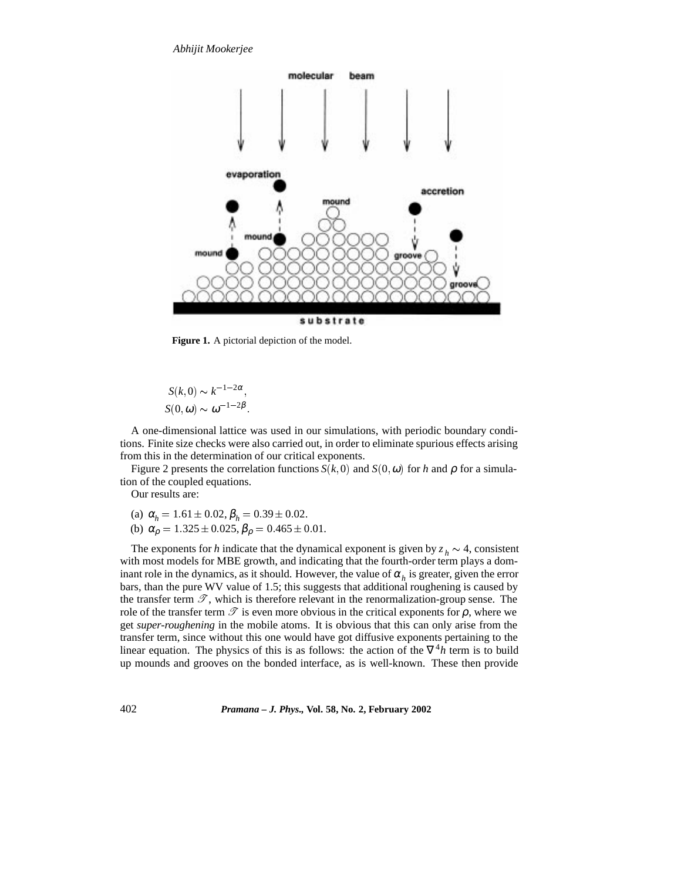**Figure 1.** A pictorial depiction of the model.

$$S(k,0) \sim k^{-1-2\alpha},$$
$$S(0,\omega) \sim \omega^{-1-2\beta}.$$

A one-dimensional lattice was used in our simulations, with periodic boundary conditions. Finite size checks were also carried out, in order to eliminate spurious effects arising from this in the determination of our critical exponents.

Figure 2 presents the correlation functions $S(k,0)$ and $S(0,\omega)$ for $h$ and $\rho$ for a simulation of the coupled equations.

Our results are:

(a) $\alpha_h = 1.61 \pm 0.02$, $\beta_h = 0.39 \pm 0.02$.
(b) $\alpha_\rho = 1.325 \pm 0.025$, $\beta_\rho = 0.465 \pm 0.01$.

The exponents for $h$ indicate that the dynamical exponent is given by $z_h \sim 4$, consistent with most models for MBE growth, and indicating that the fourth-order term plays a dominant role in the dynamics, as it should. However, the value of $\alpha_h$ is greater, given the error bars, than the pure WV value of 1.5; this suggests that additional roughening is caused by the transfer term $\mathscr{T}$, which is therefore relevant in the renormalization-group sense. The role of the transfer term $\mathscr{T}$ is even more obvious in the critical exponents for $\rho$, where we get *super-roughening* in the mobile atoms. It is obvious that this can only arise from the transfer term, since without this one would have got diffusive exponents pertaining to the linear equation. The physics of this is as follows: the action of the $\nabla^4 h$ term is to build up mounds and grooves on the bonded interface, as is well-known. These then provide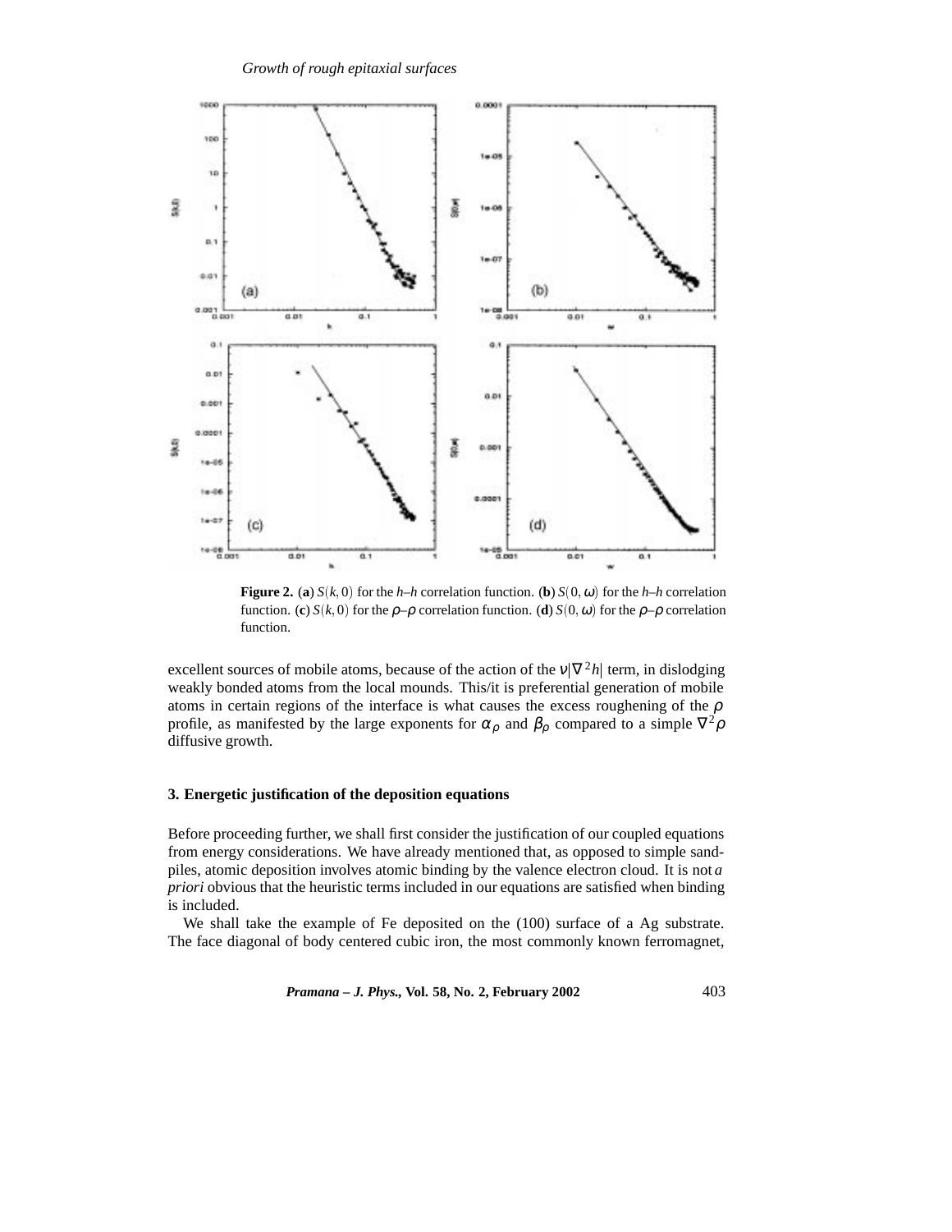**Figure 2.** (**a**) $S(k,0)$ for the $h$–$h$ correlation function. (**b**) $S(0,\omega)$ for the $h$–$h$ correlation function. (**c**) $S(k,0)$ for the $\rho$–$\rho$ correlation function. (**d**) $S(0,\omega)$ for the $\rho$–$\rho$ correlation function.

excellent sources of mobile atoms, because of the action of the $\nu|\nabla^2 h|$ term, in dislodging weakly bonded atoms from the local mounds. This/it is preferential generation of mobile atoms in certain regions of the interface is what causes the excess roughening of the $\rho$ profile, as manifested by the large exponents for $\alpha_\rho$ and $\beta_\rho$ compared to a simple $\nabla^2\rho$ diffusive growth.

## 3. Energetic justification of the deposition equations

Before proceeding further, we shall first consider the justification of our coupled equations from energy considerations. We have already mentioned that, as opposed to simple sandpiles, atomic deposition involves atomic binding by the valence electron cloud. It is not *a priori* obvious that the heuristic terms included in our equations are satisfied when binding is included.

We shall take the example of Fe deposited on the (100) surface of a Ag substrate. The face diagonal of body centered cubic iron, the most commonly known ferromagnet,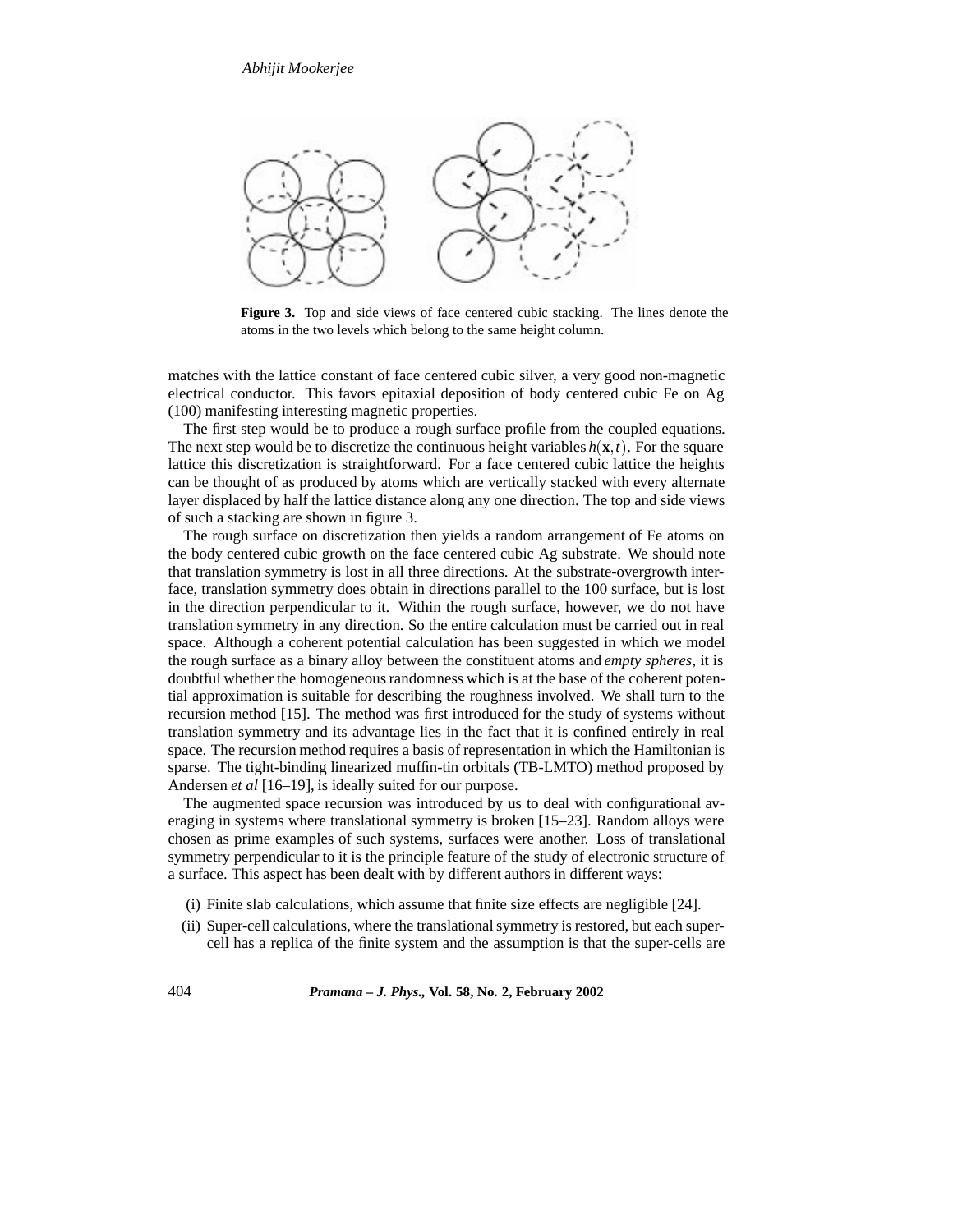**Figure 3.** Top and side views of face centered cubic stacking. The lines denote the atoms in the two levels which belong to the same height column.

matches with the lattice constant of face centered cubic silver, a very good non-magnetic electrical conductor. This favors epitaxial deposition of body centered cubic Fe on Ag (100) manifesting interesting magnetic properties.

The first step would be to produce a rough surface profile from the coupled equations. The next step would be to discretize the continuous height variables $h(\mathbf{x},t)$. For the square lattice this discretization is straightforward. For a face centered cubic lattice the heights can be thought of as produced by atoms which are vertically stacked with every alternate layer displaced by half the lattice distance along any one direction. The top and side views of such a stacking are shown in figure 3.

The rough surface on discretization then yields a random arrangement of Fe atoms on the body centered cubic growth on the face centered cubic Ag substrate. We should note that translation symmetry is lost in all three directions. At the substrate-overgrowth interface, translation symmetry does obtain in directions parallel to the 100 surface, but is lost in the direction perpendicular to it. Within the rough surface, however, we do not have translation symmetry in any direction. So the entire calculation must be carried out in real space. Although a coherent potential calculation has been suggested in which we model the rough surface as a binary alloy between the constituent atoms and *empty spheres*, it is doubtful whether the homogeneous randomness which is at the base of the coherent potential approximation is suitable for describing the roughness involved. We shall turn to the recursion method [15]. The method was first introduced for the study of systems without translation symmetry and its advantage lies in the fact that it is confined entirely in real space. The recursion method requires a basis of representation in which the Hamiltonian is sparse. The tight-binding linearized muffin-tin orbitals (TB-LMTO) method proposed by Andersen *et al* [16–19], is ideally suited for our purpose.

The augmented space recursion was introduced by us to deal with configurational averaging in systems where translational symmetry is broken [15–23]. Random alloys were chosen as prime examples of such systems, surfaces were another. Loss of translational symmetry perpendicular to it is the principle feature of the study of electronic structure of a surface. This aspect has been dealt with by different authors in different ways:

(i) Finite slab calculations, which assume that finite size effects are negligible [24].

(ii) Super-cell calculations, where the translational symmetry is restored, but each super-cell has a replica of the finite system and the assumption is that the super-cells are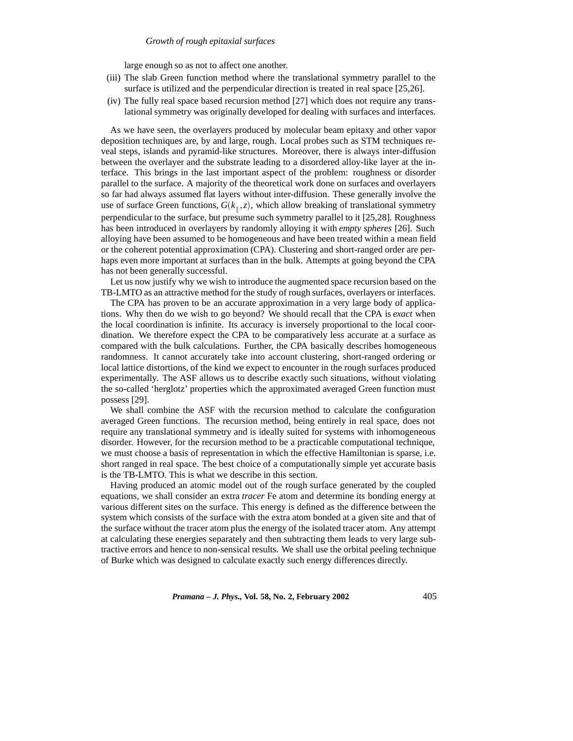large enough so as not to affect one another.

(iii) The slab Green function method where the translational symmetry parallel to the surface is utilized and the perpendicular direction is treated in real space [25,26].

(iv) The fully real space based recursion method [27] which does not require any translational symmetry was originally developed for dealing with surfaces and interfaces.

As we have seen, the overlayers produced by molecular beam epitaxy and other vapor deposition techniques are, by and large, rough. Local probes such as STM techniques reveal steps, islands and pyramid-like structures. Moreover, there is always inter-diffusion between the overlayer and the substrate leading to a disordered alloy-like layer at the interface. This brings in the last important aspect of the problem: roughness or disorder parallel to the surface. A majority of the theoretical work done on surfaces and overlayers so far had always assumed flat layers without inter-diffusion. These generally involve the use of surface Green functions, $G(k_{\parallel},z)$, which allow breaking of translational symmetry perpendicular to the surface, but presume such symmetry parallel to it [25,28]. Roughness has been introduced in overlayers by randomly alloying it with *empty spheres* [26]. Such alloying have been assumed to be homogeneous and have been treated within a mean field or the coherent potential approximation (CPA). Clustering and short-ranged order are perhaps even more important at surfaces than in the bulk. Attempts at going beyond the CPA has not been generally successful.

Let us now justify why we wish to introduce the augmented space recursion based on the TB-LMTO as an attractive method for the study of rough surfaces, overlayers or interfaces.

The CPA has proven to be an accurate approximation in a very large body of applications. Why then do we wish to go beyond? We should recall that the CPA is *exact* when the local coordination is infinite. Its accuracy is inversely proportional to the local coordination. We therefore expect the CPA to be comparatively less accurate at a surface as compared with the bulk calculations. Further, the CPA basically describes homogeneous randomness. It cannot accurately take into account clustering, short-ranged ordering or local lattice distortions, of the kind we expect to encounter in the rough surfaces produced experimentally. The ASF allows us to describe exactly such situations, without violating the so-called 'herglotz' properties which the approximated averaged Green function must possess [29].

We shall combine the ASF with the recursion method to calculate the configuration averaged Green functions. The recursion method, being entirely in real space, does not require any translational symmetry and is ideally suited for systems with inhomogeneous disorder. However, for the recursion method to be a practicable computational technique, we must choose a basis of representation in which the effective Hamiltonian is sparse, i.e. short ranged in real space. The best choice of a computationally simple yet accurate basis is the TB-LMTO. This is what we describe in this section.

Having produced an atomic model out of the rough surface generated by the coupled equations, we shall consider an extra *tracer* Fe atom and determine its bonding energy at various different sites on the surface. This energy is defined as the difference between the system which consists of the surface with the extra atom bonded at a given site and that of the surface without the tracer atom plus the energy of the isolated tracer atom. Any attempt at calculating these energies separately and then subtracting them leads to very large subtractive errors and hence to non-sensical results. We shall use the orbital peeling technique of Burke which was designed to calculate exactly such energy differences directly.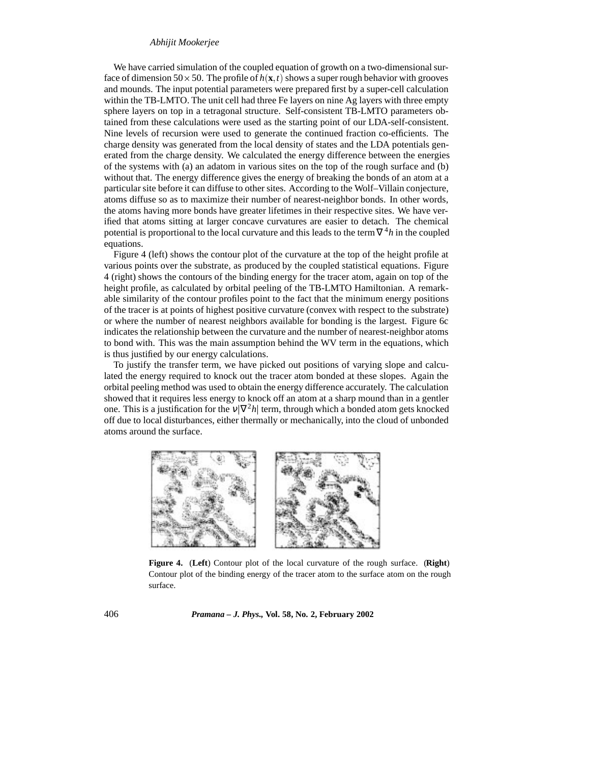We have carried simulation of the coupled equation of growth on a two-dimensional surface of dimension $50 \times 50$. The profile of $h(\mathbf{x},t)$ shows a super rough behavior with grooves and mounds. The input potential parameters were prepared first by a super-cell calculation within the TB-LMTO. The unit cell had three Fe layers on nine Ag layers with three empty sphere layers on top in a tetragonal structure. Self-consistent TB-LMTO parameters obtained from these calculations were used as the starting point of our LDA-self-consistent. Nine levels of recursion were used to generate the continued fraction co-efficients. The charge density was generated from the local density of states and the LDA potentials generated from the charge density. We calculated the energy difference between the energies of the systems with (a) an adatom in various sites on the top of the rough surface and (b) without that. The energy difference gives the energy of breaking the bonds of an atom at a particular site before it can diffuse to other sites. According to the Wolf–Villain conjecture, atoms diffuse so as to maximize their number of nearest-neighbor bonds. In other words, the atoms having more bonds have greater lifetimes in their respective sites. We have verified that atoms sitting at larger concave curvatures are easier to detach. The chemical potential is proportional to the local curvature and this leads to the term $\nabla^4 h$ in the coupled equations.

Figure 4 (left) shows the contour plot of the curvature at the top of the height profile at various points over the substrate, as produced by the coupled statistical equations. Figure 4 (right) shows the contours of the binding energy for the tracer atom, again on top of the height profile, as calculated by orbital peeling of the TB-LMTO Hamiltonian. A remarkable similarity of the contour profiles point to the fact that the minimum energy positions of the tracer is at points of highest positive curvature (convex with respect to the substrate) or where the number of nearest neighbors available for bonding is the largest. Figure 6c indicates the relationship between the curvature and the number of nearest-neighbor atoms to bond with. This was the main assumption behind the WV term in the equations, which is thus justified by our energy calculations.

To justify the transfer term, we have picked out positions of varying slope and calculated the energy required to knock out the tracer atom bonded at these slopes. Again the orbital peeling method was used to obtain the energy difference accurately. The calculation showed that it requires less energy to knock off an atom at a sharp mound than in a gentler one. This is a justification for the $\nu|\nabla^2 h|$ term, through which a bonded atom gets knocked off due to local disturbances, either thermally or mechanically, into the cloud of unbonded atoms around the surface.

**Figure 4.** (**Left**) Contour plot of the local curvature of the rough surface. (**Right**) Contour plot of the binding energy of the tracer atom to the surface atom on the rough surface.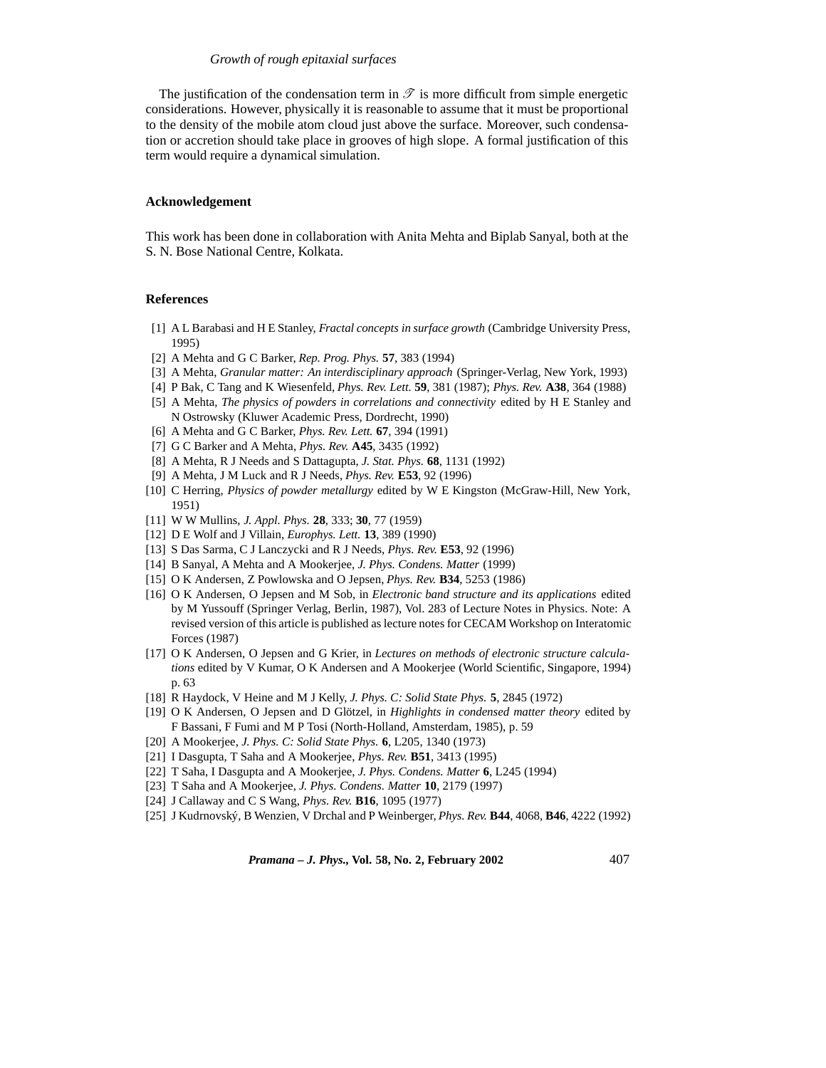The justification of the condensation term in $\mathscr{T}$ is more difficult from simple energetic considerations. However, physically it is reasonable to assume that it must be proportional to the density of the mobile atom cloud just above the surface. Moreover, such condensation or accretion should take place in grooves of high slope. A formal justification of this term would require a dynamical simulation.

## Acknowledgement

This work has been done in collaboration with Anita Mehta and Biplab Sanyal, both at the S. N. Bose National Centre, Kolkata.

## References

[1] A L Barabasi and H E Stanley, *Fractal concepts in surface growth* (Cambridge University Press, 1995)

[2] A Mehta and G C Barker, *Rep. Prog. Phys.* **57**, 383 (1994)

[3] A Mehta, *Granular matter: An interdisciplinary approach* (Springer-Verlag, New York, 1993)

[4] P Bak, C Tang and K Wiesenfeld, *Phys. Rev. Lett.* **59**, 381 (1987); *Phys. Rev.* **A38**, 364 (1988)

[5] A Mehta, *The physics of powders in correlations and connectivity* edited by H E Stanley and N Ostrowsky (Kluwer Academic Press, Dordrecht, 1990)

[6] A Mehta and G C Barker, *Phys. Rev. Lett.* **67**, 394 (1991)

[7] G C Barker and A Mehta, *Phys. Rev.* **A45**, 3435 (1992)

[8] A Mehta, R J Needs and S Dattagupta, *J. Stat. Phys.* **68**, 1131 (1992)

[9] A Mehta, J M Luck and R J Needs, *Phys. Rev.* **E53**, 92 (1996)

[10] C Herring, *Physics of powder metallurgy* edited by W E Kingston (McGraw-Hill, New York, 1951)

[11] W W Mullins, *J. Appl. Phys.* **28**, 333; **30**, 77 (1959)

[12] D E Wolf and J Villain, *Europhys. Lett.* **13**, 389 (1990)

[13] S Das Sarma, C J Lanczycki and R J Needs, *Phys. Rev.* **E53**, 92 (1996)

[14] B Sanyal, A Mehta and A Mookerjee, *J. Phys. Condens. Matter* (1999)

[15] O K Andersen, Z Powlowska and O Jepsen, *Phys. Rev.* **B34**, 5253 (1986)

[16] O K Andersen, O Jepsen and M Sob, in *Electronic band structure and its applications* edited by M Yussouff (Springer Verlag, Berlin, 1987), Vol. 283 of Lecture Notes in Physics. Note: A revised version of this article is published as lecture notes for CECAM Workshop on Interatomic Forces (1987)

[17] O K Andersen, O Jepsen and G Krier, in *Lectures on methods of electronic structure calculations* edited by V Kumar, O K Andersen and A Mookerjee (World Scientific, Singapore, 1994) p. 63

[18] R Haydock, V Heine and M J Kelly, *J. Phys. C: Solid State Phys.* **5**, 2845 (1972)

[19] O K Andersen, O Jepsen and D Glötzel, in *Highlights in condensed matter theory* edited by F Bassani, F Fumi and M P Tosi (North-Holland, Amsterdam, 1985), p. 59

[20] A Mookerjee, *J. Phys. C: Solid State Phys.* **6**, L205, 1340 (1973)

[21] I Dasgupta, T Saha and A Mookerjee, *Phys. Rev.* **B51**, 3413 (1995)

[22] T Saha, I Dasgupta and A Mookerjee, *J. Phys. Condens. Matter* **6**, L245 (1994)

[23] T Saha and A Mookerjee, *J. Phys. Condens. Matter* **10**, 2179 (1997)

[24] J Callaway and C S Wang, *Phys. Rev.* **B16**, 1095 (1977)

[25] J Kudrnovský, B Wenzien, V Drchal and P Weinberger, *Phys. Rev.* **B44**, 4068, **B46**, 4222 (1992)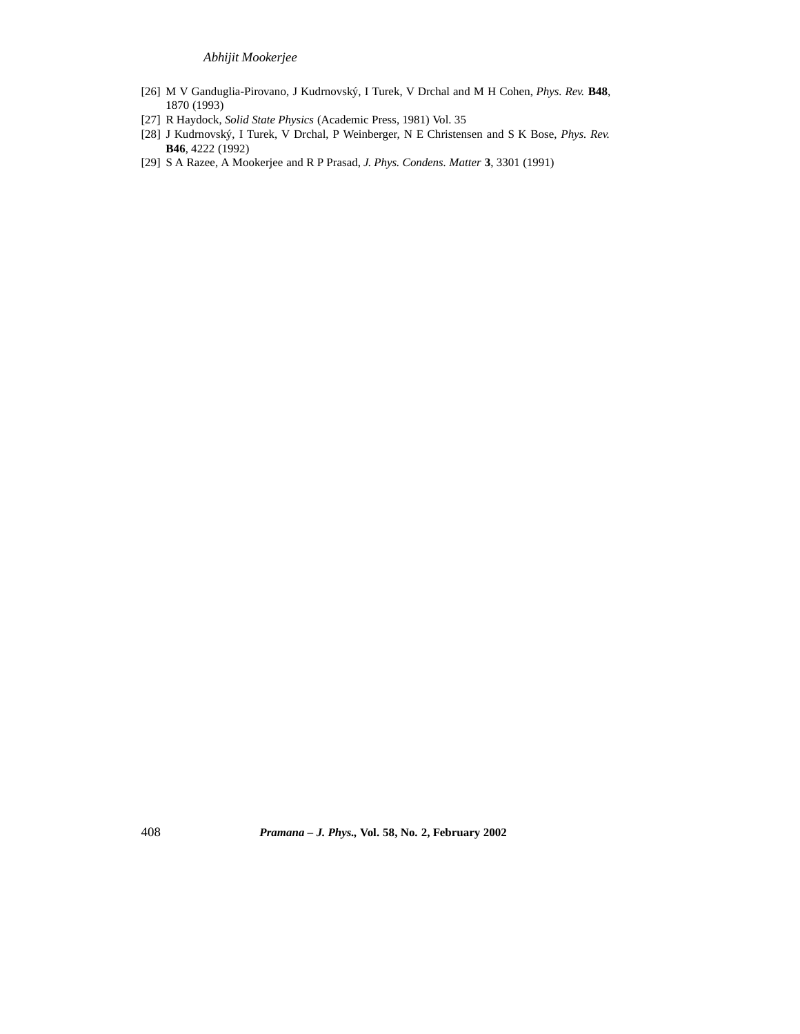[26] M V Ganduglia-Pirovano, J Kudrnovský, I Turek, V Drchal and M H Cohen, *Phys. Rev.* **B48**, 1870 (1993)

[27] R Haydock, *Solid State Physics* (Academic Press, 1981) Vol. 35

[28] J Kudrnovský, I Turek, V Drchal, P Weinberger, N E Christensen and S K Bose, *Phys. Rev.* **B46**, 4222 (1992)

[29] S A Razee, A Mookerjee and R P Prasad, *J. Phys. Condens. Matter* **3**, 3301 (1991)